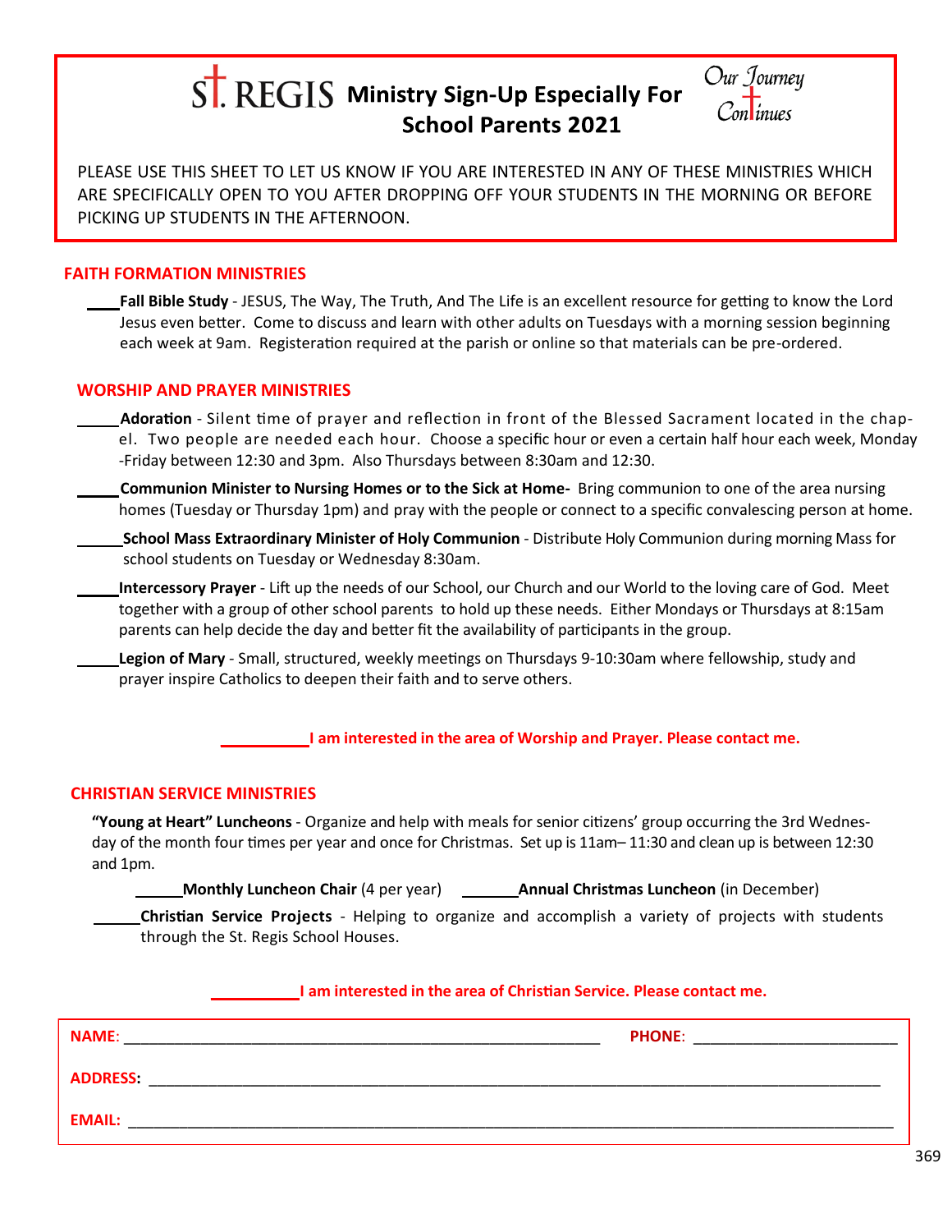# St. REGIS Ministry Sign-Up Especially For School Parents 2021

*Our Journey Continues*

PLEASE USE THIS SHEET TO LET US KNOW IF YOU ARE INTERESTED IN ANY OF THESE MINISTRIES WHICH ARE SPECIFICALLY OPEN TO YOU AFTER DROPPING OFF YOUR STUDENTS IN THE MORNING OR BEFORE PICKING UP STUDENTS IN THE AFTERNOON.

## FAITH FORMATION MINISTRIES

____**Fall Bible Study** - JESUS, The Way, The Truth, And The Life is an excellent resource for getting to know the Lord Jesus even better. Come to discuss and learn with other adults on Tuesdays with a morning session beginning each week at 9am. Registeration required at the parish or online so that materials can be pre-ordered.

## WORSHIP AND PRAYER MINISTRIES

_____**Adoration** - Silent time of prayer and reflection in front of the Blessed Sacrament located in the chapel. Two people are needed each hour. Choose a specific hour or even a certain half hour each week, Monday -Friday between 12:30 and 3pm. Also Thursdays between 8:30am and 12:30.

_____**Communion Minister to Nursing Homes or to the Sick at Home-** Bring communion to one of the area nursing homes (Tuesday or Thursday 1pm) and pray with the people or connect to a specific convalescing person at home.

_____**School Mass Extraordinary Minister of Holy Communion** - Distribute Holy Communion during morning Mass for school students on Tuesday or Wednesday 8:30am.

_____**Intercessory Prayer** - Lift up the needs of our School, our Church and our World to the loving care of God. Meet together with a group of other school parents to hold up these needs. Either Mondays or Thursdays at 8:15am parents can help decide the day and better fit the availability of participants in the group.

_____**Legion of Mary** - Small, structured, weekly meetings on Thursdays 9-10:30am where fellowship, study and prayer inspire Catholics to deepen their faith and to serve others.

__________**I am interested in the area of Worship and Prayer. Please contact me.**

## CHRISTIAN SERVICE MINISTRIES

**"Young at Heart" Luncheons** - Organize and help with meals for senior citizens' group occurring the 3rd Wednesday of the month four times per year and once for Christmas. Set up is 11am– 11:30 and clean up is between 12:30 and 1pm.

_____**Monthly Luncheon Chair** (4 per year) _____**Annual Christmas Luncheon** (in December)

_____**Christian Service Projects** - Helping to organize and accomplish a variety of projects with students through the St. Regis School Houses.

__________**I am interested in the area of Christian Service. Please contact me.**

**NAME**: ________________________________________ **PHONE**: ____________________

**ADDRESS:** ____________________________________________________________

**EMAIL:** ______________________________________________________________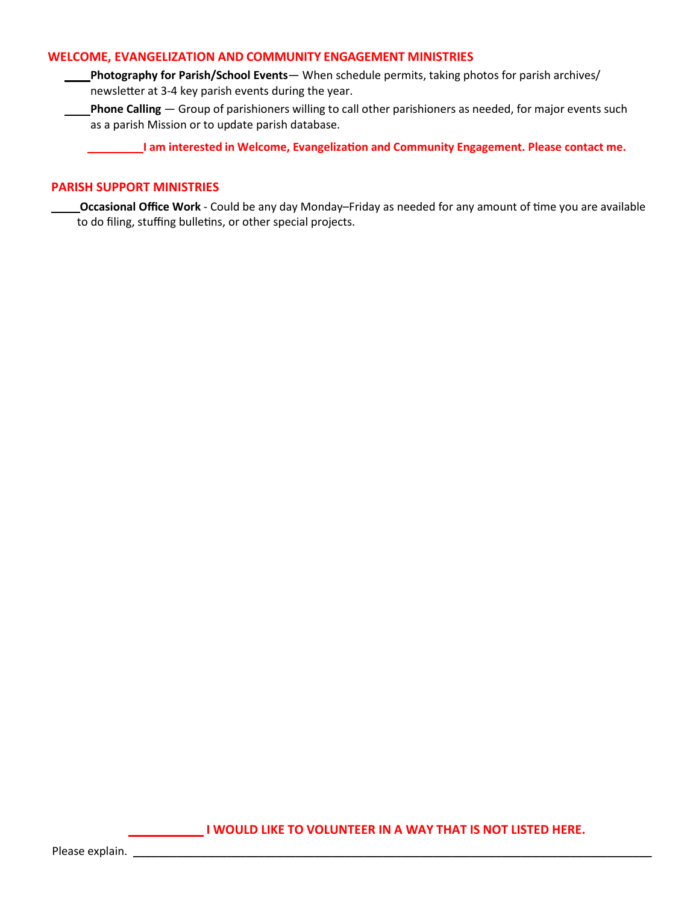## WELCOME, EVANGELIZATION AND COMMUNITY ENGAGEMENT MINISTRIES

____ **Photography for Parish/School Events**— When schedule permits, taking photos for parish archives/ newsletter at 3-4 key parish events during the year.

____ **Phone Calling** — Group of parishioners willing to call other parishioners as needed, for major events such as a parish Mission or to update parish database.

_________ **I am interested in Welcome, Evangelization and Community Engagement. Please contact me.**

## PARISH SUPPORT MINISTRIES

____ **Occasional Office Work** - Could be any day Monday–Friday as needed for any amount of time you are available to do filing, stuffing bulletins, or other special projects.

___________ **I WOULD LIKE TO VOLUNTEER IN A WAY THAT IS NOT LISTED HERE.**

Please explain. ________________________________________________________________________________